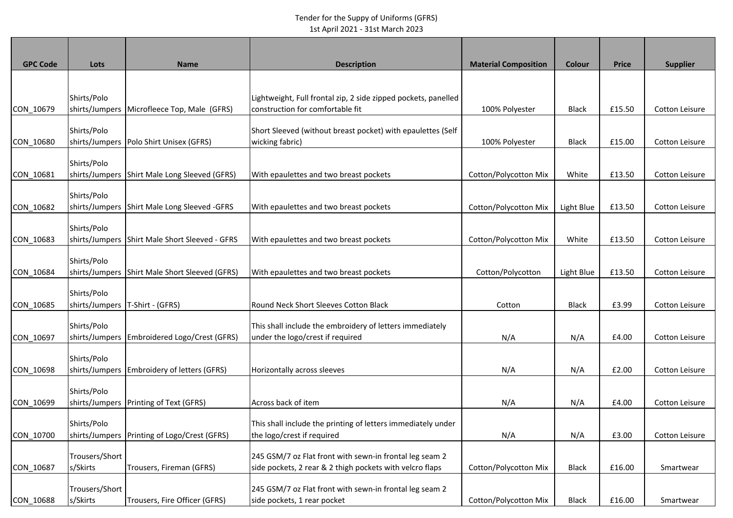Tender for the Suppy of Uniforms (GFRS)
1st April 2021 - 31st March 2023

| GPC Code | Lots | Name | Description | Material Composition | Colour | Price | Supplier |
|---|---|---|---|---|---|---|---|
| CON_10679 | Shirts/Polo shirts/Jumpers | Microfleece Top, Male (GFRS) | Lightweight, Full frontal zip, 2 side zipped pockets, panelled construction for comfortable fit | 100% Polyester | Black | £15.50 | Cotton Leisure |
| CON_10680 | Shirts/Polo shirts/Jumpers | Polo Shirt Unisex (GFRS) | Short Sleeved (without breast pocket) with epaulettes (Self wicking fabric) | 100% Polyester | Black | £15.00 | Cotton Leisure |
| CON_10681 | Shirts/Polo shirts/Jumpers | Shirt Male Long Sleeved (GFRS) | With epaulettes and two breast pockets | Cotton/Polycotton Mix | White | £13.50 | Cotton Leisure |
| CON_10682 | Shirts/Polo shirts/Jumpers | Shirt Male Long Sleeved -GFRS | With epaulettes and two breast pockets | Cotton/Polycotton Mix | Light Blue | £13.50 | Cotton Leisure |
| CON_10683 | Shirts/Polo shirts/Jumpers | Shirt Male Short Sleeved - GFRS | With epaulettes and two breast pockets | Cotton/Polycotton Mix | White | £13.50 | Cotton Leisure |
| CON_10684 | Shirts/Polo shirts/Jumpers | Shirt Male Short Sleeved (GFRS) | With epaulettes and two breast pockets | Cotton/Polycotton | Light Blue | £13.50 | Cotton Leisure |
| CON_10685 | Shirts/Polo shirts/Jumpers | T-Shirt - (GFRS) | Round Neck Short Sleeves Cotton Black | Cotton | Black | £3.99 | Cotton Leisure |
| CON_10697 | Shirts/Polo shirts/Jumpers | Embroidered Logo/Crest (GFRS) | This shall include the embroidery of letters immediately under the logo/crest if required | N/A | N/A | £4.00 | Cotton Leisure |
| CON_10698 | Shirts/Polo shirts/Jumpers | Embroidery of letters (GFRS) | Horizontally across sleeves | N/A | N/A | £2.00 | Cotton Leisure |
| CON_10699 | Shirts/Polo shirts/Jumpers | Printing of Text (GFRS) | Across back of item | N/A | N/A | £4.00 | Cotton Leisure |
| CON_10700 | Shirts/Polo shirts/Jumpers | Printing of Logo/Crest (GFRS) | This shall include the printing of letters immediately under the logo/crest if required | N/A | N/A | £3.00 | Cotton Leisure |
| CON_10687 | Trousers/Shorts/Skirts | Trousers, Fireman (GFRS) | 245 GSM/7 oz Flat front with sewn-in frontal leg seam 2 side pockets, 2 rear & 2 thigh pockets with velcro flaps | Cotton/Polycotton Mix | Black | £16.00 | Smartwear |
| CON_10688 | Trousers/Shorts/Skirts | Trousers, Fire Officer (GFRS) | 245 GSM/7 oz Flat front with sewn-in frontal leg seam 2 side pockets, 1 rear pocket | Cotton/Polycotton Mix | Black | £16.00 | Smartwear |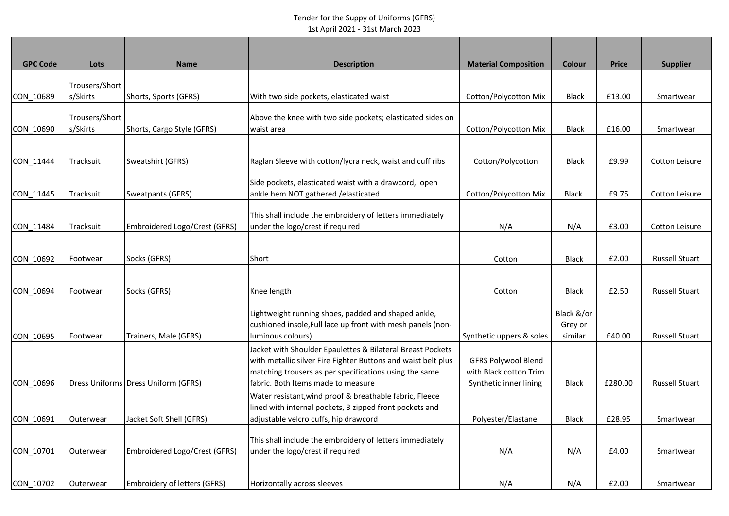Tender for the Suppy of Uniforms (GFRS)
1st April 2021 - 31st March 2023

| GPC Code | Lots | Name | Description | Material Composition | Colour | Price | Supplier |
|---|---|---|---|---|---|---|---|
| CON_10689 | Trousers/Shorts/Skirts | Shorts, Sports (GFRS) | With two side pockets, elasticated waist | Cotton/Polycotton Mix | Black | £13.00 | Smartwear |
| CON_10690 | Trousers/Shorts/Skirts | Shorts, Cargo Style (GFRS) | Above the knee with two side pockets; elasticated sides on waist area | Cotton/Polycotton Mix | Black | £16.00 | Smartwear |
| CON_11444 | Tracksuit | Sweatshirt (GFRS) | Raglan Sleeve with cotton/lycra neck, waist and cuff ribs | Cotton/Polycotton | Black | £9.99 | Cotton Leisure |
| CON_11445 | Tracksuit | Sweatpants (GFRS) | Side pockets, elasticated waist with a drawcord, open ankle hem NOT gathered /elasticated | Cotton/Polycotton Mix | Black | £9.75 | Cotton Leisure |
| CON_11484 | Tracksuit | Embroidered Logo/Crest (GFRS) | This shall include the embroidery of letters immediately under the logo/crest if required | N/A | N/A | £3.00 | Cotton Leisure |
| CON_10692 | Footwear | Socks (GFRS) | Short | Cotton | Black | £2.00 | Russell Stuart |
| CON_10694 | Footwear | Socks (GFRS) | Knee length | Cotton | Black | £2.50 | Russell Stuart |
| CON_10695 | Footwear | Trainers, Male (GFRS) | Lightweight running shoes, padded and shaped ankle, cushioned insole,Full lace up front with mesh panels (non-luminous colours) | Synthetic uppers & soles | Black &/or Grey or similar | £40.00 | Russell Stuart |
| CON_10696 | Dress Uniforms | Dress Uniform (GFRS) | Jacket with Shoulder Epaulettes & Bilateral Breast Pockets with metallic silver Fire Fighter Buttons and waist belt plus matching trousers as per specifications using the same fabric. Both Items made to measure | GFRS Polywool Blend with Black cotton Trim Synthetic inner lining | Black | £280.00 | Russell Stuart |
| CON_10691 | Outerwear | Jacket Soft Shell (GFRS) | Water resistant,wind proof & breathable fabric, Fleece lined with internal pockets, 3 zipped front pockets and adjustable velcro cuffs, hip drawcord | Polyester/Elastane | Black | £28.95 | Smartwear |
| CON_10701 | Outerwear | Embroidered Logo/Crest (GFRS) | This shall include the embroidery of letters immediately under the logo/crest if required | N/A | N/A | £4.00 | Smartwear |
| CON_10702 | Outerwear | Embroidery of letters (GFRS) | Horizontally across sleeves | N/A | N/A | £2.00 | Smartwear |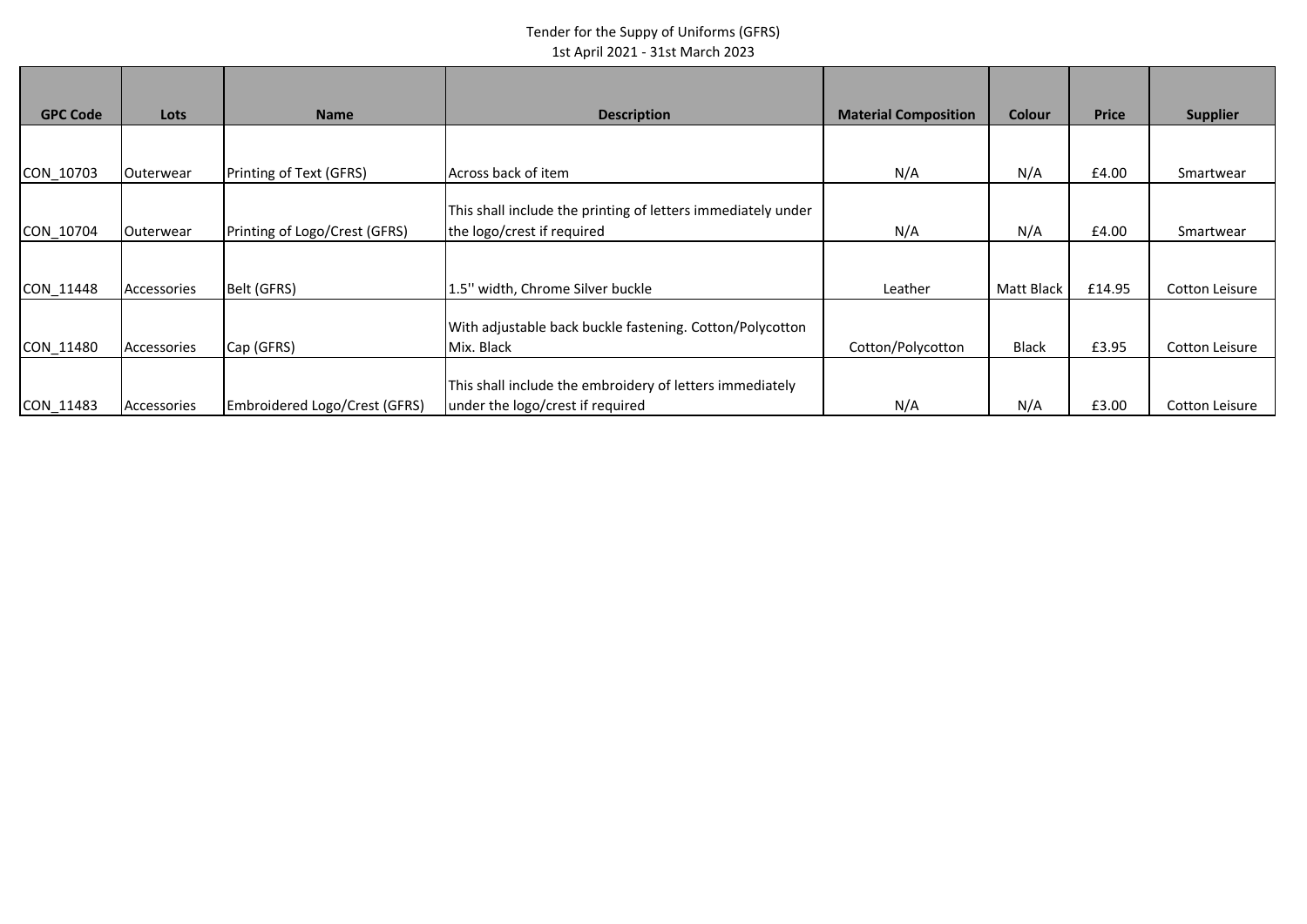Tender for the Suppy of Uniforms (GFRS)
1st April 2021 - 31st March 2023

| GPC Code | Lots | Name | Description | Material Composition | Colour | Price | Supplier |
|---|---|---|---|---|---|---|---|
| CON_10703 | Outerwear | Printing of Text (GFRS) | Across back of item | N/A | N/A | £4.00 | Smartwear |
| CON_10704 | Outerwear | Printing of Logo/Crest (GFRS) | This shall include the printing of letters immediately under the logo/crest if required | N/A | N/A | £4.00 | Smartwear |
| CON_11448 | Accessories | Belt (GFRS) | 1.5'' width, Chrome Silver buckle | Leather | Matt Black | £14.95 | Cotton Leisure |
| CON_11480 | Accessories | Cap (GFRS) | With adjustable back buckle fastening. Cotton/Polycotton Mix. Black | Cotton/Polycotton | Black | £3.95 | Cotton Leisure |
| CON_11483 | Accessories | Embroidered Logo/Crest (GFRS) | This shall include the embroidery of letters immediately under the logo/crest if required | N/A | N/A | £3.00 | Cotton Leisure |